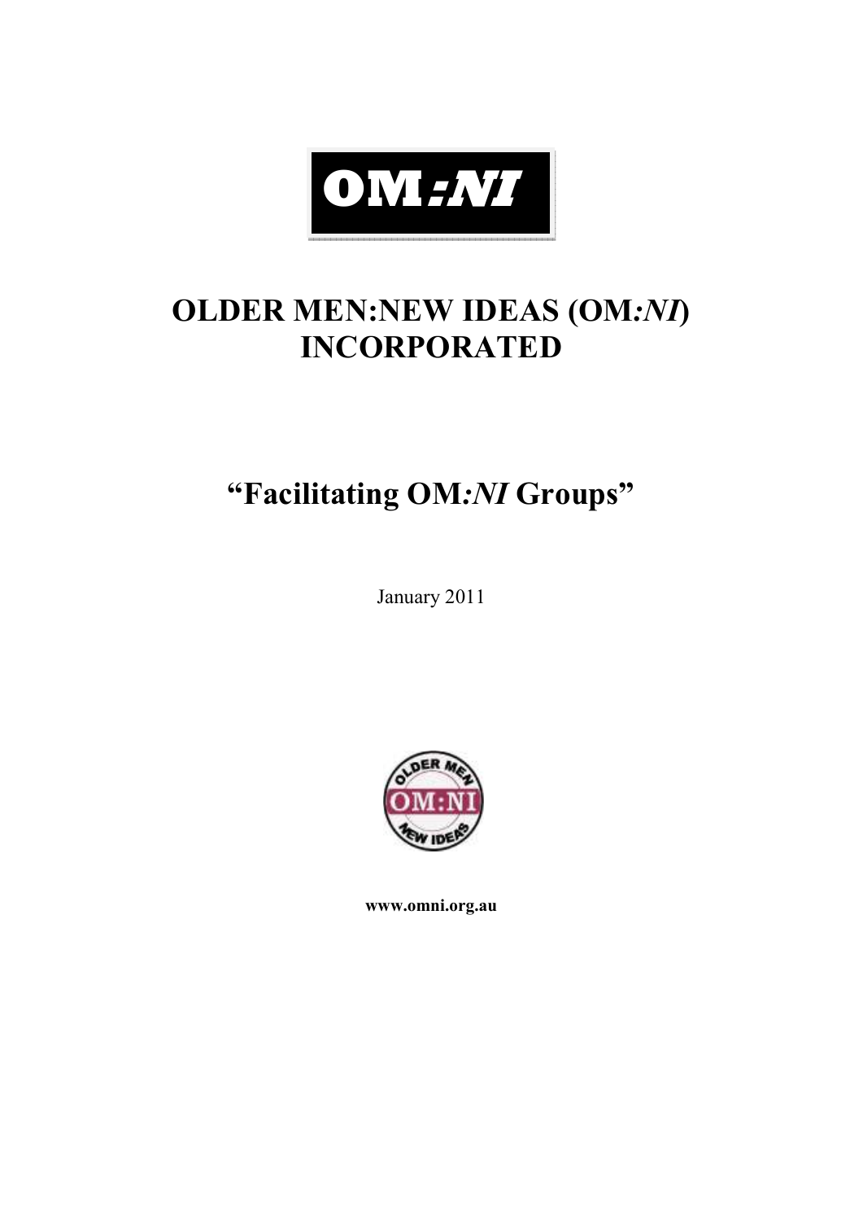OM:NI

# OLDER MEN:NEW IDEAS (OM:*NI*) INCORPORATED

## "Facilitating OM:*NI* Groups"

January 2011

**www.omni.org.au**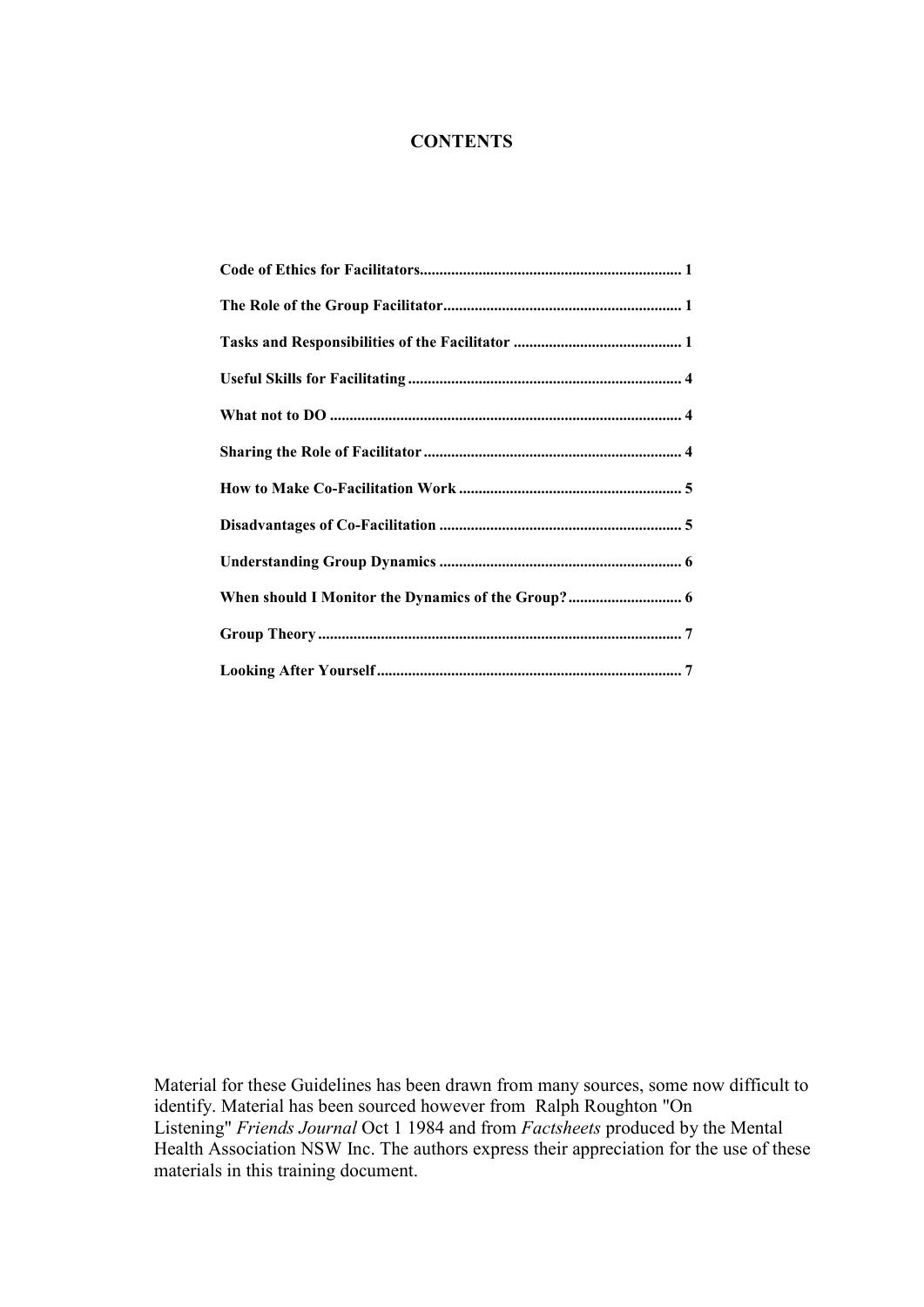**CONTENTS**

| | |
|---|---|
| **Code of Ethics for Facilitators** | **1** |
| **The Role of the Group Facilitator** | **1** |
| **Tasks and Responsibilities of the Facilitator** | **1** |
| **Useful Skills for Facilitating** | **4** |
| **What not to DO** | **4** |
| **Sharing the Role of Facilitator** | **4** |
| **How to Make Co-Facilitation Work** | **5** |
| **Disadvantages of Co-Facilitation** | **5** |
| **Understanding Group Dynamics** | **6** |
| **When should I Monitor the Dynamics of the Group?** | **6** |
| **Group Theory** | **7** |
| **Looking After Yourself** | **7** |

Material for these Guidelines has been drawn from many sources, some now difficult to identify. Material has been sourced however from Ralph Roughton "On Listening" *Friends Journal* Oct 1 1984 and from *Factsheets* produced by the Mental Health Association NSW Inc. The authors express their appreciation for the use of these materials in this training document.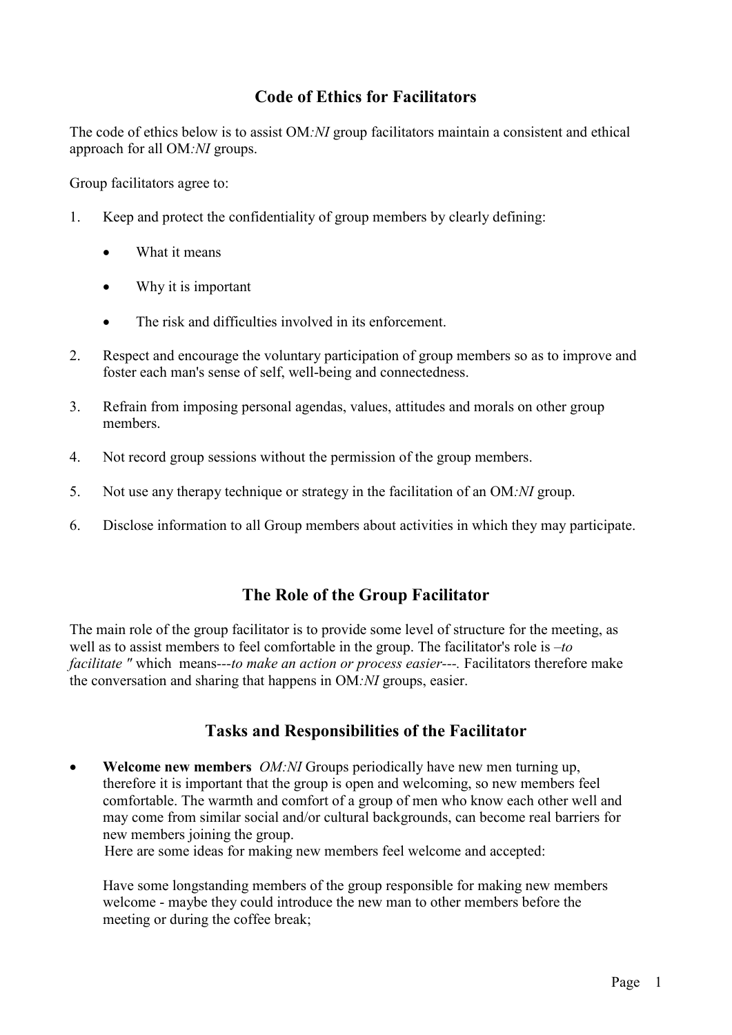## Code of Ethics for Facilitators

The code of ethics below is to assist OM*:NI* group facilitators maintain a consistent and ethical approach for all OM*:NI* groups.

Group facilitators agree to:

1. Keep and protect the confidentiality of group members by clearly defining:
    - What it means
    - Why it is important
    - The risk and difficulties involved in its enforcement.
2. Respect and encourage the voluntary participation of group members so as to improve and foster each man's sense of self, well-being and connectedness.
3. Refrain from imposing personal agendas, values, attitudes and morals on other group members.
4. Not record group sessions without the permission of the group members.
5. Not use any therapy technique or strategy in the facilitation of an OM*:NI* group.
6. Disclose information to all Group members about activities in which they may participate.

## The Role of the Group Facilitator

The main role of the group facilitator is to provide some level of structure for the meeting, as well as to assist members to feel comfortable in the group. The facilitator's role is *–to facilitate "* which means---*to make an action or process easier---.* Facilitators therefore make the conversation and sharing that happens in OM*:NI* groups, easier.

## Tasks and Responsibilities of the Facilitator

- **Welcome new members** *OM:NI* Groups periodically have new men turning up, therefore it is important that the group is open and welcoming, so new members feel comfortable. The warmth and comfort of a group of men who know each other well and may come from similar social and/or cultural backgrounds, can become real barriers for new members joining the group.
  Here are some ideas for making new members feel welcome and accepted:

  Have some longstanding members of the group responsible for making new members welcome - maybe they could introduce the new man to other members before the meeting or during the coffee break;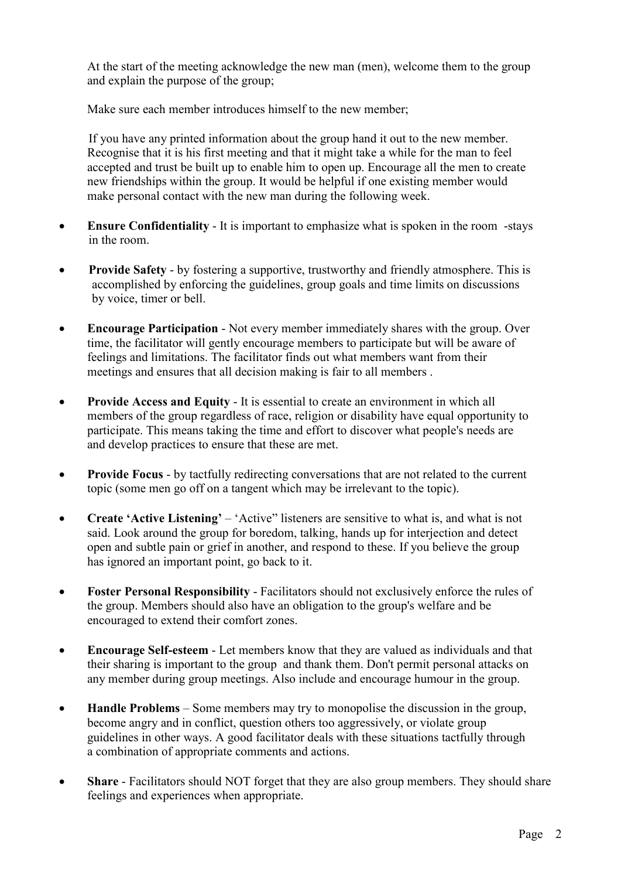At the start of the meeting acknowledge the new man (men), welcome them to the group and explain the purpose of the group;

Make sure each member introduces himself to the new member;

If you have any printed information about the group hand it out to the new member. Recognise that it is his first meeting and that it might take a while for the man to feel accepted and trust be built up to enable him to open up. Encourage all the men to create new friendships within the group. It would be helpful if one existing member would make personal contact with the new man during the following week.

- **Ensure Confidentiality** - It is important to emphasize what is spoken in the room -stays in the room.
- **Provide Safety** - by fostering a supportive, trustworthy and friendly atmosphere. This is accomplished by enforcing the guidelines, group goals and time limits on discussions by voice, timer or bell.
- **Encourage Participation** - Not every member immediately shares with the group. Over time, the facilitator will gently encourage members to participate but will be aware of feelings and limitations. The facilitator finds out what members want from their meetings and ensures that all decision making is fair to all members .
- **Provide Access and Equity** - It is essential to create an environment in which all members of the group regardless of race, religion or disability have equal opportunity to participate. This means taking the time and effort to discover what people's needs are and develop practices to ensure that these are met.
- **Provide Focus** - by tactfully redirecting conversations that are not related to the current topic (some men go off on a tangent which may be irrelevant to the topic).
- **Create 'Active Listening'** – 'Active" listeners are sensitive to what is, and what is not said. Look around the group for boredom, talking, hands up for interjection and detect open and subtle pain or grief in another, and respond to these. If you believe the group has ignored an important point, go back to it.
- **Foster Personal Responsibility** - Facilitators should not exclusively enforce the rules of the group. Members should also have an obligation to the group's welfare and be encouraged to extend their comfort zones.
- **Encourage Self-esteem** - Let members know that they are valued as individuals and that their sharing is important to the group and thank them. Don't permit personal attacks on any member during group meetings. Also include and encourage humour in the group.
- **Handle Problems** – Some members may try to monopolise the discussion in the group, become angry and in conflict, question others too aggressively, or violate group guidelines in other ways. A good facilitator deals with these situations tactfully through a combination of appropriate comments and actions.
- **Share** - Facilitators should NOT forget that they are also group members. They should share feelings and experiences when appropriate.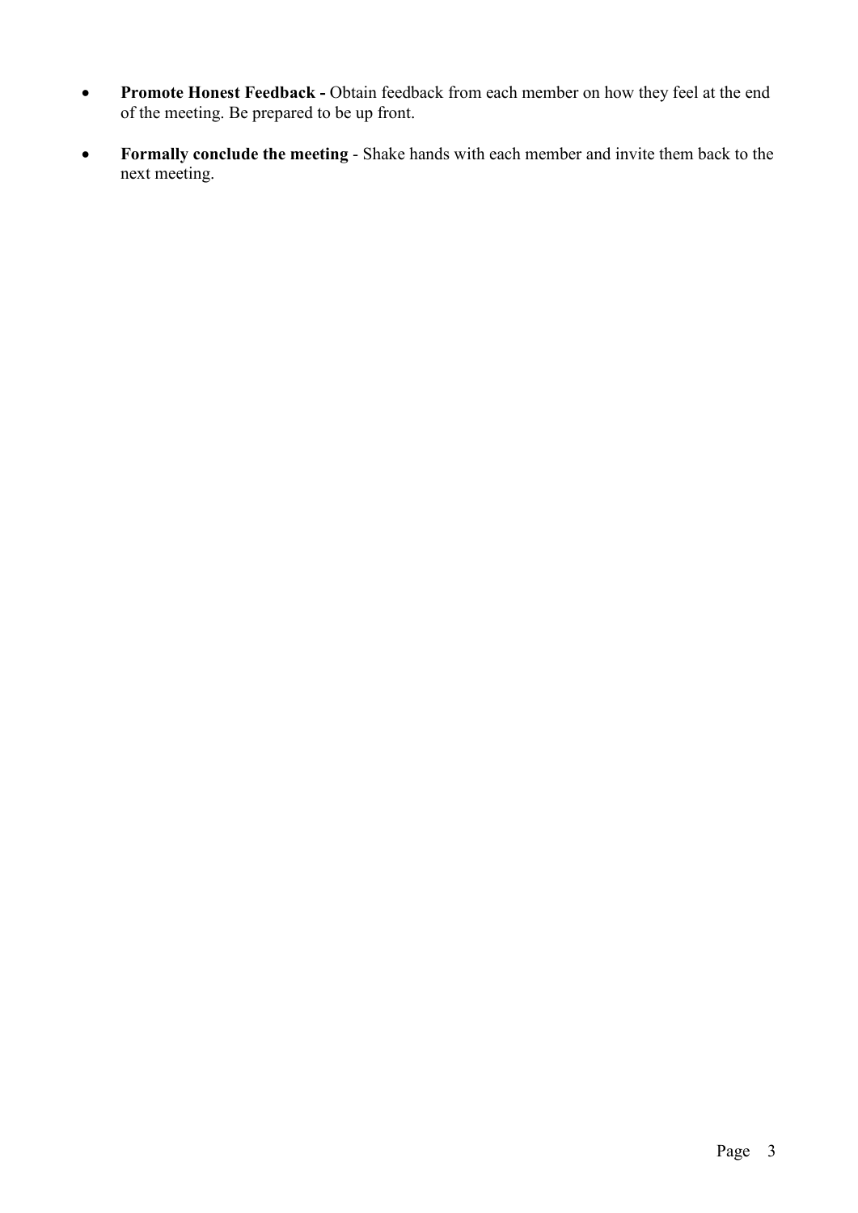- **Promote Honest Feedback -** Obtain feedback from each member on how they feel at the end of the meeting. Be prepared to be up front.

- **Formally conclude the meeting** - Shake hands with each member and invite them back to the next meeting.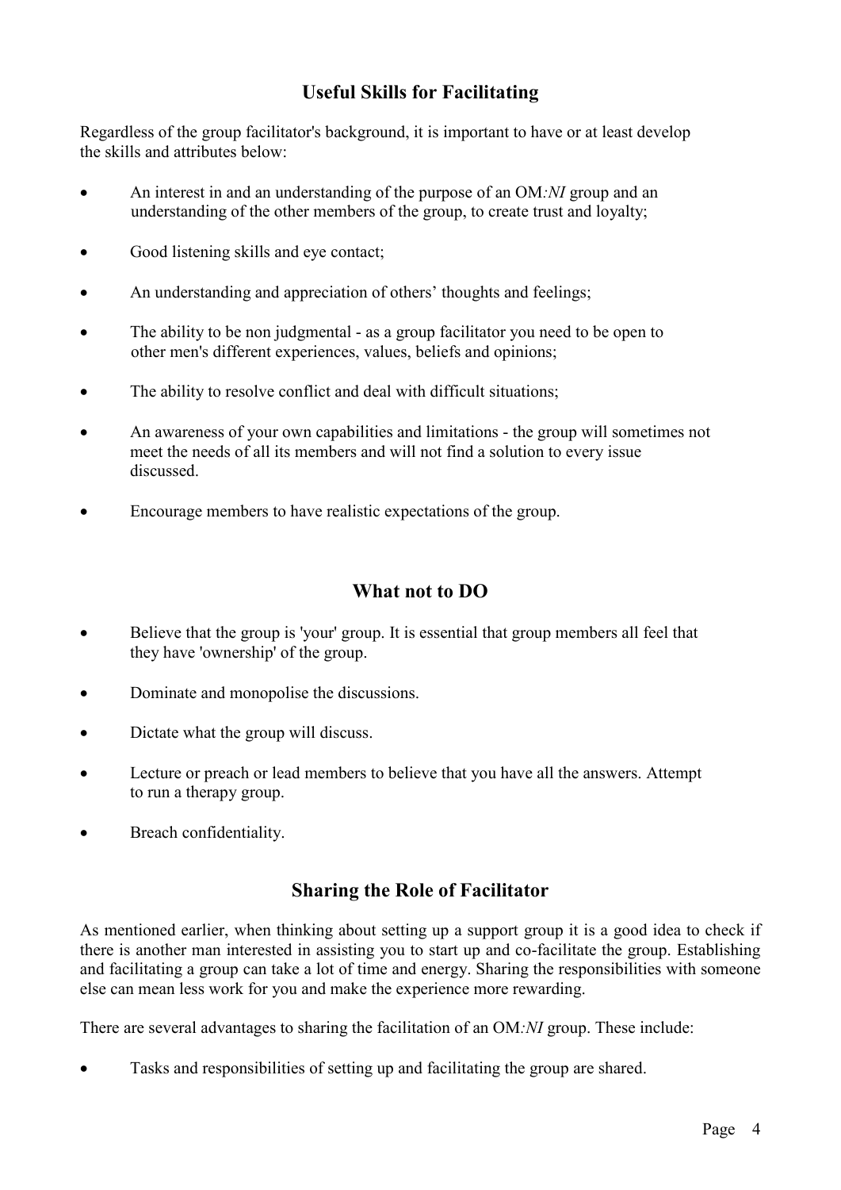## Useful Skills for Facilitating

Regardless of the group facilitator's background, it is important to have or at least develop the skills and attributes below:

- An interest in and an understanding of the purpose of an OM*:NI* group and an understanding of the other members of the group, to create trust and loyalty;
- Good listening skills and eye contact;
- An understanding and appreciation of others' thoughts and feelings;
- The ability to be non judgmental - as a group facilitator you need to be open to other men's different experiences, values, beliefs and opinions;
- The ability to resolve conflict and deal with difficult situations;
- An awareness of your own capabilities and limitations - the group will sometimes not meet the needs of all its members and will not find a solution to every issue discussed.
- Encourage members to have realistic expectations of the group.

## What not to DO

- Believe that the group is 'your' group. It is essential that group members all feel that they have 'ownership' of the group.
- Dominate and monopolise the discussions.
- Dictate what the group will discuss.
- Lecture or preach or lead members to believe that you have all the answers. Attempt to run a therapy group.
- Breach confidentiality.

## Sharing the Role of Facilitator

As mentioned earlier, when thinking about setting up a support group it is a good idea to check if there is another man interested in assisting you to start up and co-facilitate the group. Establishing and facilitating a group can take a lot of time and energy. Sharing the responsibilities with someone else can mean less work for you and make the experience more rewarding.

There are several advantages to sharing the facilitation of an OM*:NI* group. These include:

- Tasks and responsibilities of setting up and facilitating the group are shared.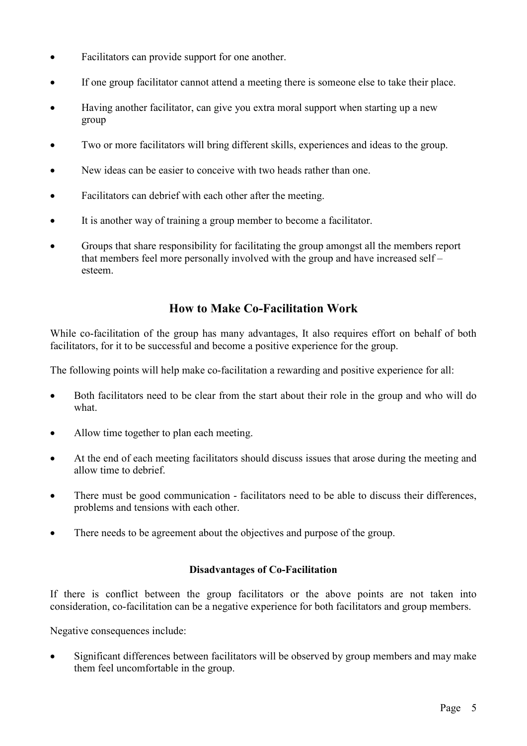- Facilitators can provide support for one another.
- If one group facilitator cannot attend a meeting there is someone else to take their place.
- Having another facilitator, can give you extra moral support when starting up a new group
- Two or more facilitators will bring different skills, experiences and ideas to the group.
- New ideas can be easier to conceive with two heads rather than one.
- Facilitators can debrief with each other after the meeting.
- It is another way of training a group member to become a facilitator.
- Groups that share responsibility for facilitating the group amongst all the members report that members feel more personally involved with the group and have increased self – esteem.

## How to Make Co-Facilitation Work

While co-facilitation of the group has many advantages, It also requires effort on behalf of both facilitators, for it to be successful and become a positive experience for the group.

The following points will help make co-facilitation a rewarding and positive experience for all:

- Both facilitators need to be clear from the start about their role in the group and who will do what.
- Allow time together to plan each meeting.
- At the end of each meeting facilitators should discuss issues that arose during the meeting and allow time to debrief.
- There must be good communication - facilitators need to be able to discuss their differences, problems and tensions with each other.
- There needs to be agreement about the objectives and purpose of the group.

### Disadvantages of Co-Facilitation

If there is conflict between the group facilitators or the above points are not taken into consideration, co-facilitation can be a negative experience for both facilitators and group members.

Negative consequences include:

- Significant differences between facilitators will be observed by group members and may make them feel uncomfortable in the group.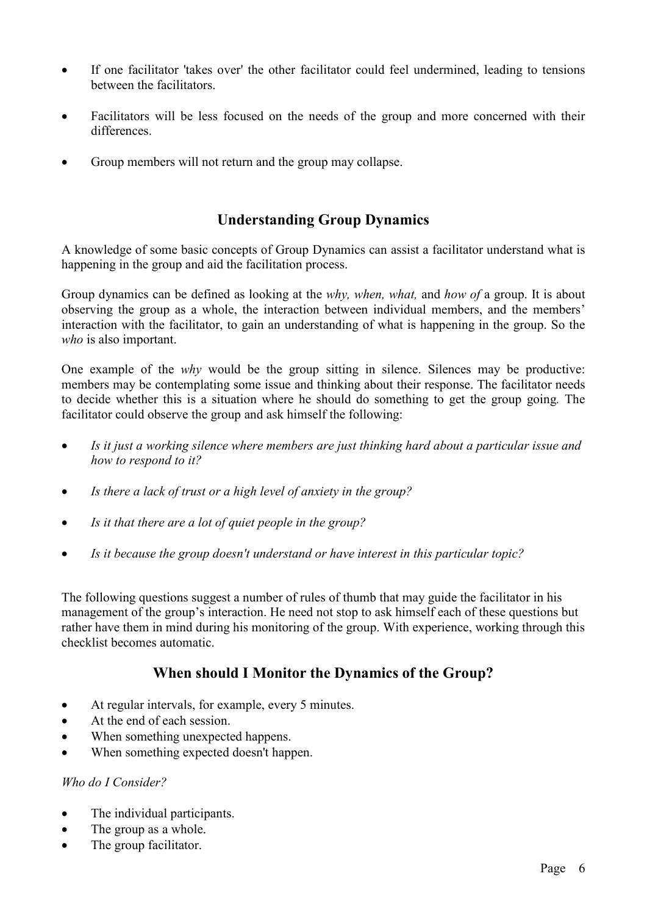- If one facilitator 'takes over' the other facilitator could feel undermined, leading to tensions between the facilitators.

- Facilitators will be less focused on the needs of the group and more concerned with their differences.

- Group members will not return and the group may collapse.

## Understanding Group Dynamics

A knowledge of some basic concepts of Group Dynamics can assist a facilitator understand what is happening in the group and aid the facilitation process.

Group dynamics can be defined as looking at the *why, when, what,* and *how of* a group. It is about observing the group as a whole, the interaction between individual members, and the members' interaction with the facilitator, to gain an understanding of what is happening in the group. So the *who* is also important.

One example of the *why* would be the group sitting in silence. Silences may be productive: members may be contemplating some issue and thinking about their response. The facilitator needs to decide whether this is a situation where he should do something to get the group going. The facilitator could observe the group and ask himself the following:

- *Is it just a working silence where members are just thinking hard about a particular issue and how to respond to it?*

- *Is there a lack of trust or a high level of anxiety in the group?*

- *Is it that there are a lot of quiet people in the group?*

- *Is it because the group doesn't understand or have interest in this particular topic?*

The following questions suggest a number of rules of thumb that may guide the facilitator in his management of the group's interaction. He need not stop to ask himself each of these questions but rather have them in mind during his monitoring of the group. With experience, working through this checklist becomes automatic.

## When should I Monitor the Dynamics of the Group?

- At regular intervals, for example, every 5 minutes.
- At the end of each session.
- When something unexpected happens.
- When something expected doesn't happen.

*Who do I Consider?*

- The individual participants.
- The group as a whole.
- The group facilitator.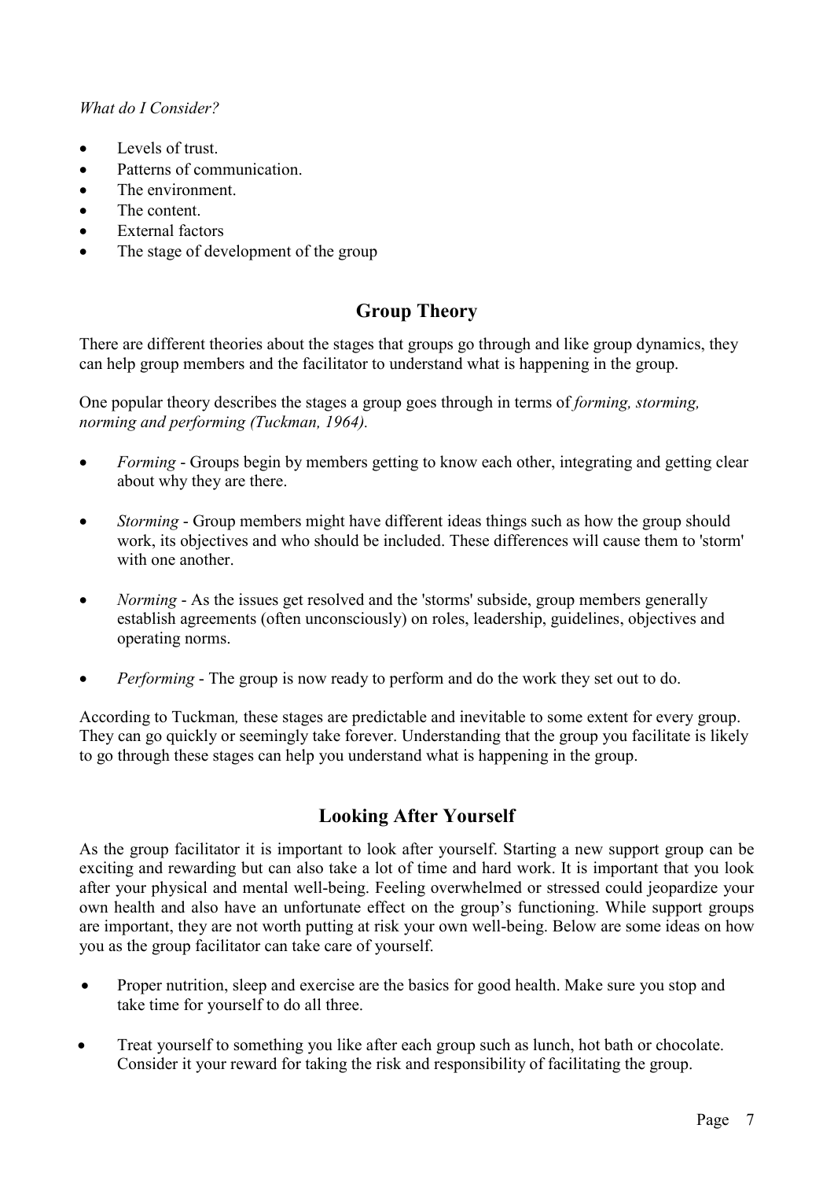*What do I Consider?*

- Levels of trust.
- Patterns of communication.
- The environment.
- The content.
- External factors
- The stage of development of the group

## Group Theory

There are different theories about the stages that groups go through and like group dynamics, they can help group members and the facilitator to understand what is happening in the group.

One popular theory describes the stages a group goes through in terms of *forming, storming, norming and performing (Tuckman, 1964).*

- *Forming* - Groups begin by members getting to know each other, integrating and getting clear about why they are there.

- *Storming* - Group members might have different ideas things such as how the group should work, its objectives and who should be included. These differences will cause them to 'storm' with one another.

- *Norming* - As the issues get resolved and the 'storms' subside, group members generally establish agreements (often unconsciously) on roles, leadership, guidelines, objectives and operating norms.

- *Performing* - The group is now ready to perform and do the work they set out to do.

According to Tuckman*,* these stages are predictable and inevitable to some extent for every group. They can go quickly or seemingly take forever. Understanding that the group you facilitate is likely to go through these stages can help you understand what is happening in the group.

## Looking After Yourself

As the group facilitator it is important to look after yourself. Starting a new support group can be exciting and rewarding but can also take a lot of time and hard work. It is important that you look after your physical and mental well-being. Feeling overwhelmed or stressed could jeopardize your own health and also have an unfortunate effect on the group's functioning. While support groups are important, they are not worth putting at risk your own well-being. Below are some ideas on how you as the group facilitator can take care of yourself.

- Proper nutrition, sleep and exercise are the basics for good health. Make sure you stop and take time for yourself to do all three.

- Treat yourself to something you like after each group such as lunch, hot bath or chocolate. Consider it your reward for taking the risk and responsibility of facilitating the group.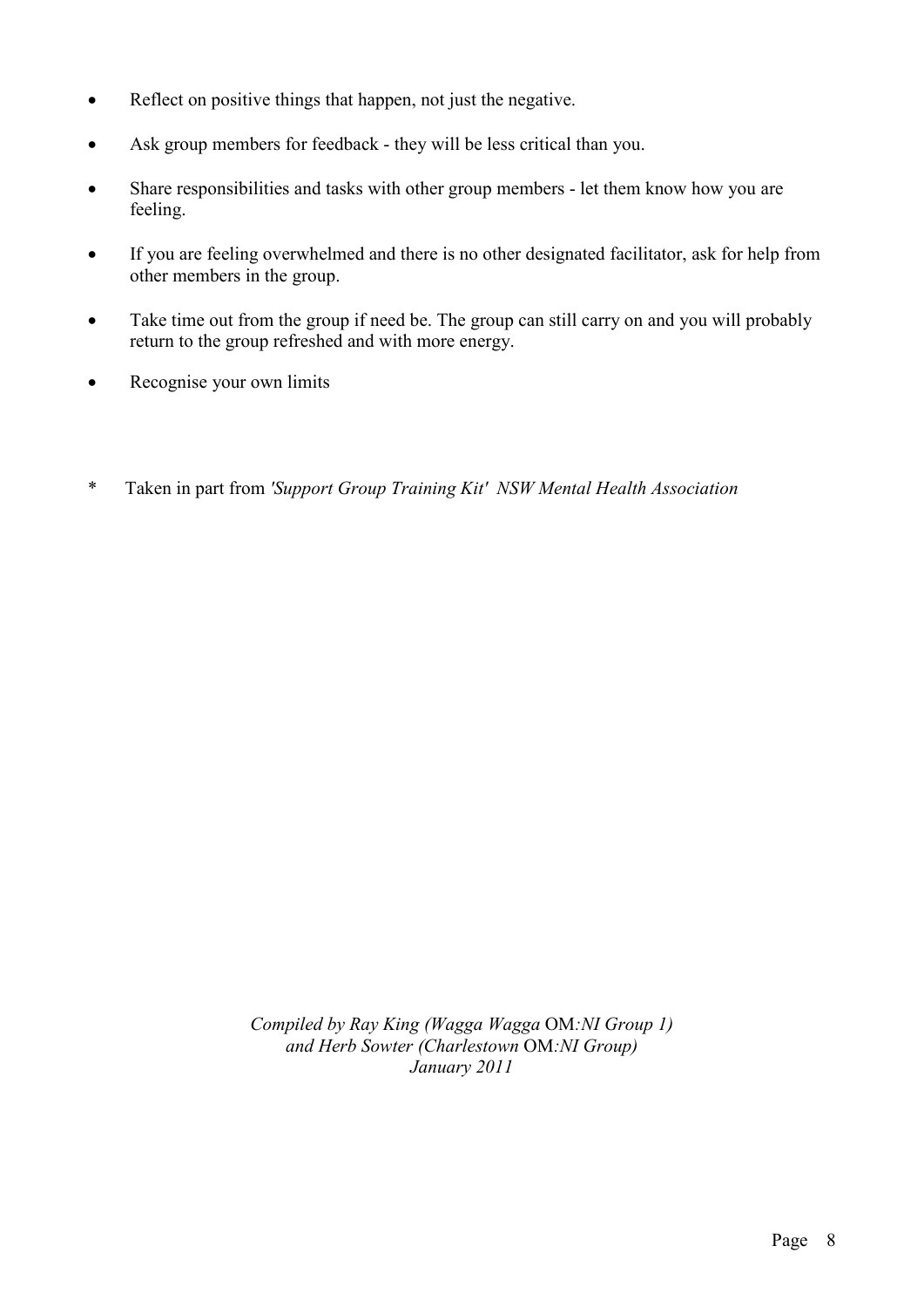- Reflect on positive things that happen, not just the negative.
- Ask group members for feedback - they will be less critical than you.
- Share responsibilities and tasks with other group members - let them know how you are feeling.
- If you are feeling overwhelmed and there is no other designated facilitator, ask for help from other members in the group.
- Take time out from the group if need be. The group can still carry on and you will probably return to the group refreshed and with more energy.
- Recognise your own limits

\* Taken in part from *'Support Group Training Kit' NSW Mental Health Association*

*Compiled by Ray King (Wagga Wagga* OM*:NI Group 1)*
*and Herb Sowter (Charlestown* OM*:NI Group)*
*January 2011*